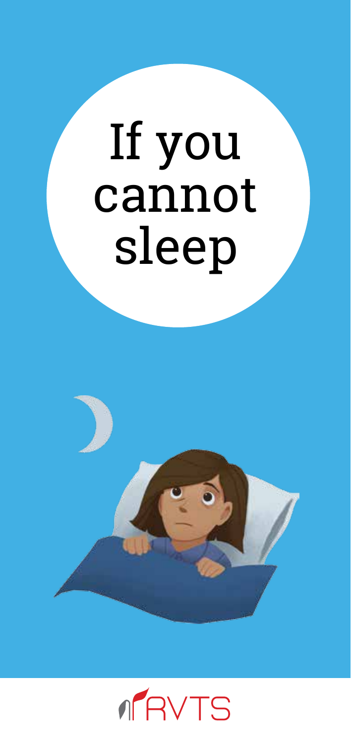# If you cannot sleep

RVTS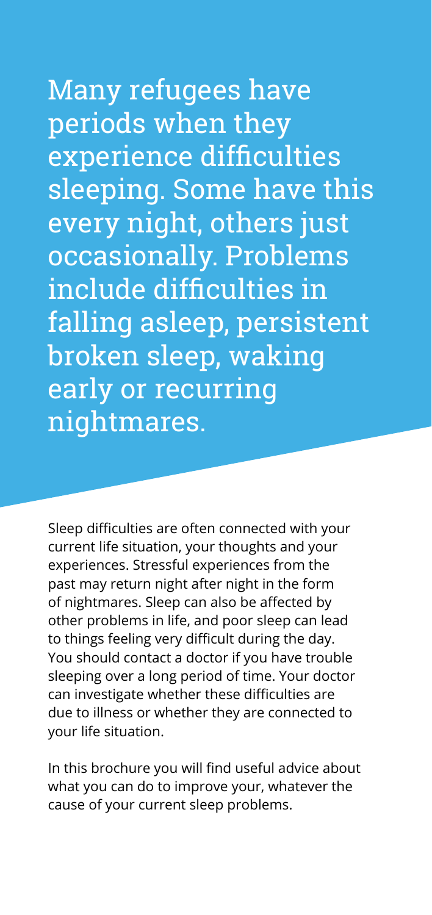# Many refugees have periods when they experience difficulties sleeping. Some have this every night, others just occasionally. Problems include difficulties in falling asleep, persistent broken sleep, waking early or recurring nightmares.

Sleep difficulties are often connected with your current life situation, your thoughts and your experiences. Stressful experiences from the past may return night after night in the form of nightmares. Sleep can also be affected by other problems in life, and poor sleep can lead to things feeling very difficult during the day. You should contact a doctor if you have trouble sleeping over a long period of time. Your doctor can investigate whether these difficulties are due to illness or whether they are connected to your life situation.

In this brochure you will find useful advice about what you can do to improve your, whatever the cause of your current sleep problems.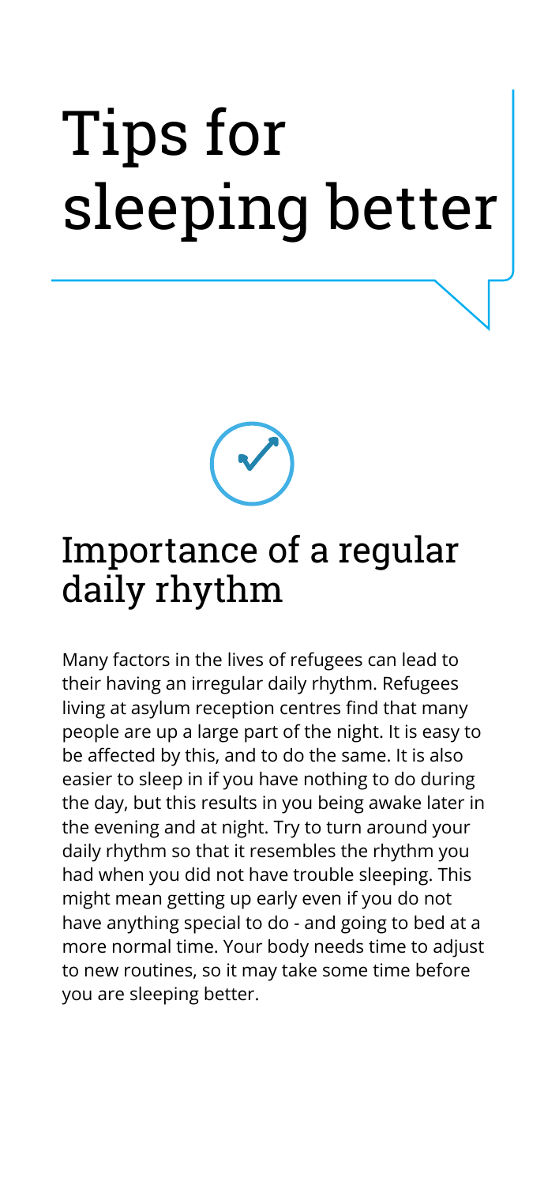# Tips for sleeping better

## Importance of a regular daily rhythm

Many factors in the lives of refugees can lead to their having an irregular daily rhythm. Refugees living at asylum reception centres find that many people are up a large part of the night. It is easy to be affected by this, and to do the same. It is also easier to sleep in if you have nothing to do during the day, but this results in you being awake later in the evening and at night. Try to turn around your daily rhythm so that it resembles the rhythm you had when you did not have trouble sleeping. This might mean getting up early even if you do not have anything special to do - and going to bed at a more normal time. Your body needs time to adjust to new routines, so it may take some time before you are sleeping better.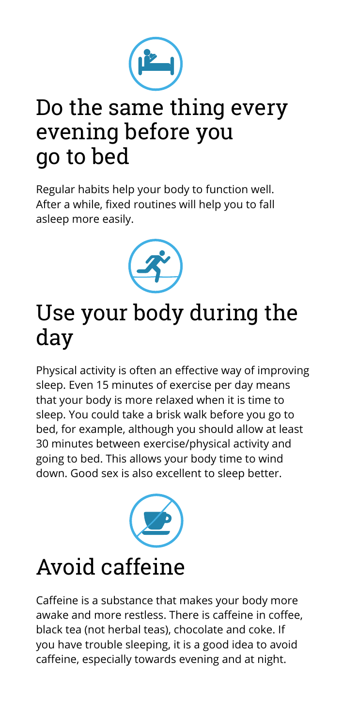# Do the same thing every evening before you go to bed

Regular habits help your body to function well. After a while, fixed routines will help you to fall asleep more easily.

# Use your body during the day

Physical activity is often an effective way of improving sleep. Even 15 minutes of exercise per day means that your body is more relaxed when it is time to sleep. You could take a brisk walk before you go to bed, for example, although you should allow at least 30 minutes between exercise/physical activity and going to bed. This allows your body time to wind down. Good sex is also excellent to sleep better.

# Avoid caffeine

Caffeine is a substance that makes your body more awake and more restless. There is caffeine in coffee, black tea (not herbal teas), chocolate and coke. If you have trouble sleeping, it is a good idea to avoid caffeine, especially towards evening and at night.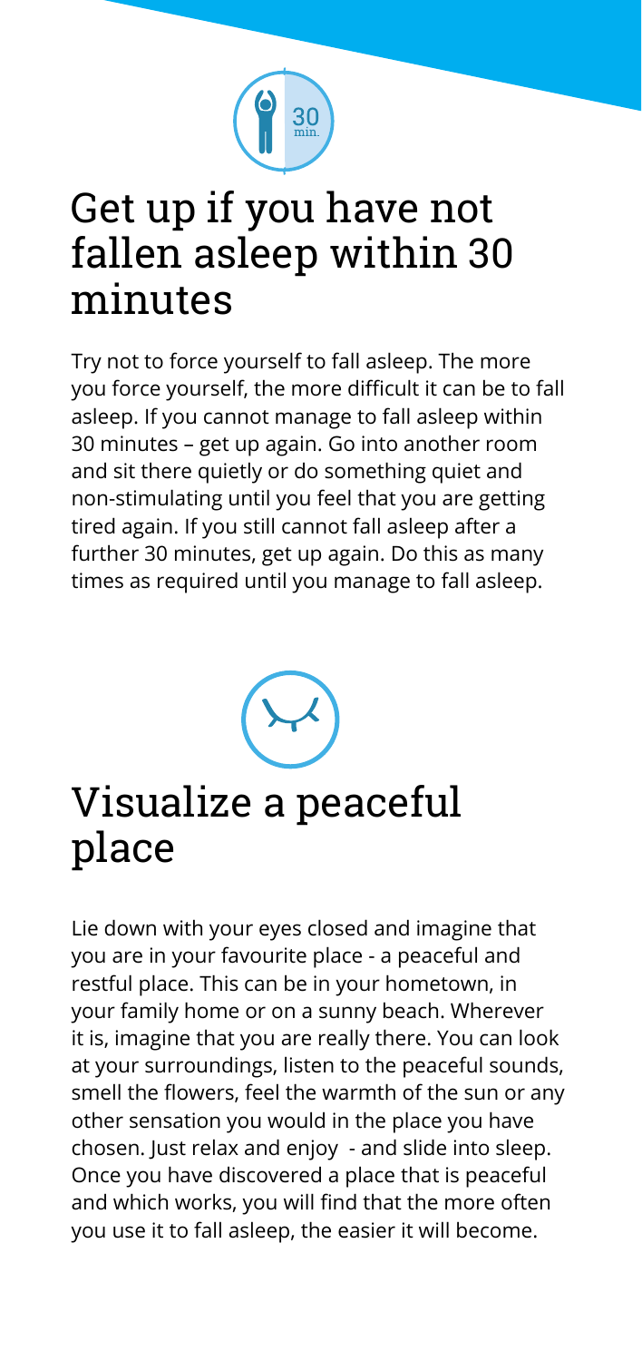## Get up if you have not fallen asleep within 30 minutes

Try not to force yourself to fall asleep. The more you force yourself, the more difficult it can be to fall asleep. If you cannot manage to fall asleep within 30 minutes – get up again. Go into another room and sit there quietly or do something quiet and non-stimulating until you feel that you are getting tired again. If you still cannot fall asleep after a further 30 minutes, get up again. Do this as many times as required until you manage to fall asleep.

## Visualize a peaceful place

Lie down with your eyes closed and imagine that you are in your favourite place - a peaceful and restful place. This can be in your hometown, in your family home or on a sunny beach. Wherever it is, imagine that you are really there. You can look at your surroundings, listen to the peaceful sounds, smell the flowers, feel the warmth of the sun or any other sensation you would in the place you have chosen. Just relax and enjoy - and slide into sleep. Once you have discovered a place that is peaceful and which works, you will find that the more often you use it to fall asleep, the easier it will become.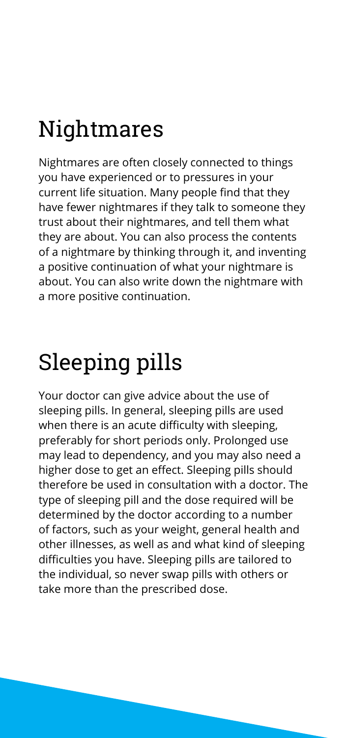# Nightmares

Nightmares are often closely connected to things you have experienced or to pressures in your current life situation. Many people find that they have fewer nightmares if they talk to someone they trust about their nightmares, and tell them what they are about. You can also process the contents of a nightmare by thinking through it, and inventing a positive continuation of what your nightmare is about. You can also write down the nightmare with a more positive continuation.

# Sleeping pills

Your doctor can give advice about the use of sleeping pills. In general, sleeping pills are used when there is an acute difficulty with sleeping, preferably for short periods only. Prolonged use may lead to dependency, and you may also need a higher dose to get an effect. Sleeping pills should therefore be used in consultation with a doctor. The type of sleeping pill and the dose required will be determined by the doctor according to a number of factors, such as your weight, general health and other illnesses, as well as and what kind of sleeping difficulties you have. Sleeping pills are tailored to the individual, so never swap pills with others or take more than the prescribed dose.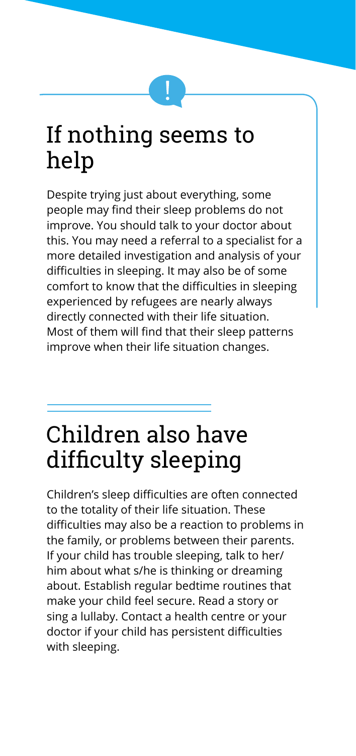## If nothing seems to help

Despite trying just about everything, some people may find their sleep problems do not improve. You should talk to your doctor about this. You may need a referral to a specialist for a more detailed investigation and analysis of your difficulties in sleeping. It may also be of some comfort to know that the difficulties in sleeping experienced by refugees are nearly always directly connected with their life situation. Most of them will find that their sleep patterns improve when their life situation changes.

## Children also have difficulty sleeping

Children's sleep difficulties are often connected to the totality of their life situation. These difficulties may also be a reaction to problems in the family, or problems between their parents. If your child has trouble sleeping, talk to her/him about what s/he is thinking or dreaming about. Establish regular bedtime routines that make your child feel secure. Read a story or sing a lullaby. Contact a health centre or your doctor if your child has persistent difficulties with sleeping.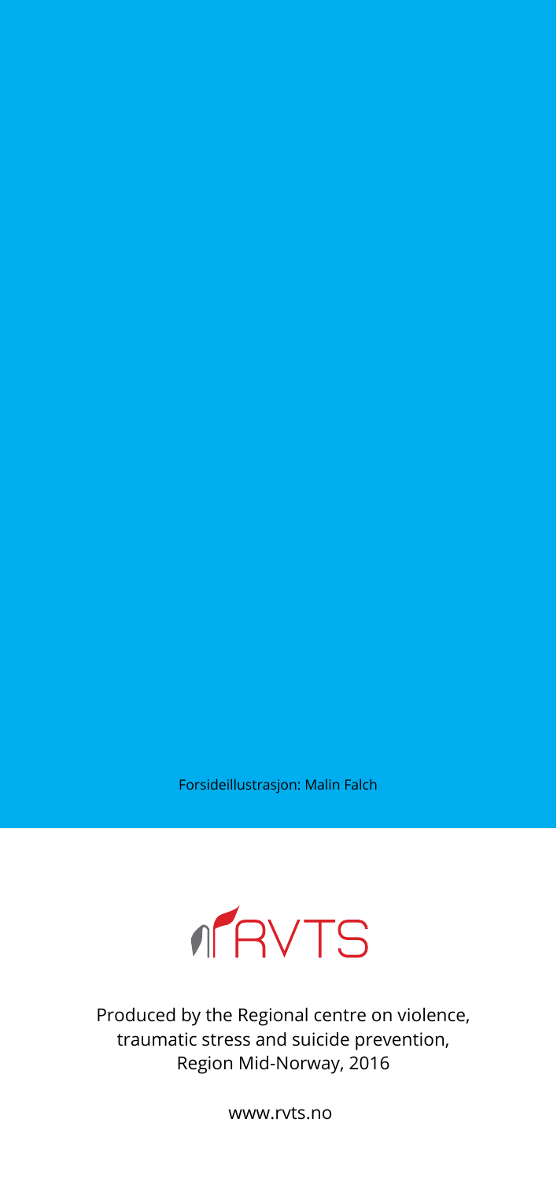Forsideillustrasjon: Malin Falch

RVTS

Produced by the Regional centre on violence, traumatic stress and suicide prevention, Region Mid-Norway, 2016

www.rvts.no